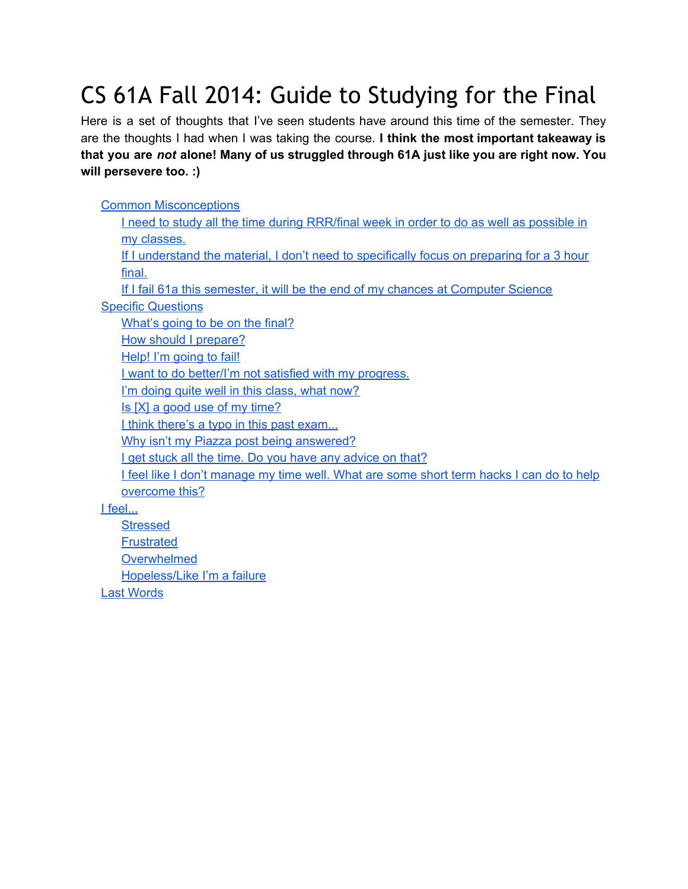# CS 61A Fall 2014: Guide to Studying for the Final

Here is a set of thoughts that I've seen students have around this time of the semester. They are the thoughts I had when I was taking the course. **I think the most important takeaway is that you are *not* alone! Many of us struggled through 61A just like you are right now. You will persevere too. :)**

- Common Misconceptions
  - I need to study all the time during RRR/final week in order to do as well as possible in my classes.
  - If I understand the material, I don't need to specifically focus on preparing for a 3 hour final.
  - If I fail 61a this semester, it will be the end of my chances at Computer Science
- Specific Questions
  - What's going to be on the final?
  - How should I prepare?
  - Help! I'm going to fail!
  - I want to do better/I'm not satisfied with my progress.
  - I'm doing quite well in this class, what now?
  - Is [X] a good use of my time?
  - I think there's a typo in this past exam...
  - Why isn't my Piazza post being answered?
  - I get stuck all the time. Do you have any advice on that?
  - I feel like I don't manage my time well. What are some short term hacks I can do to help overcome this?
- I feel...
  - Stressed
  - Frustrated
  - Overwhelmed
  - Hopeless/Like I'm a failure
- Last Words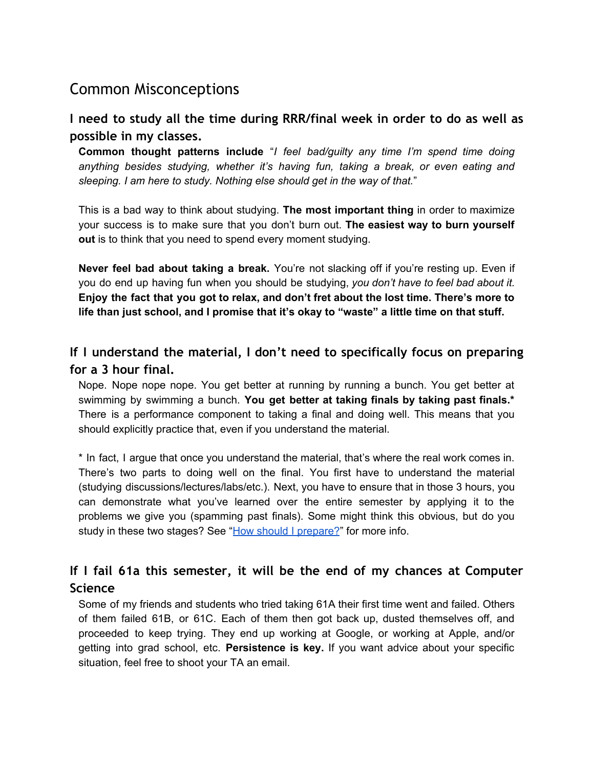# Common Misconceptions

### I need to study all the time during RRR/final week in order to do as well as possible in my classes.

**Common thought patterns include** "*I feel bad/guilty any time I'm spend time doing anything besides studying, whether it's having fun, taking a break, or even eating and sleeping. I am here to study. Nothing else should get in the way of that.*"

This is a bad way to think about studying. **The most important thing** in order to maximize your success is to make sure that you don't burn out. **The easiest way to burn yourself out** is to think that you need to spend every moment studying.

**Never feel bad about taking a break.** You're not slacking off if you're resting up. Even if you do end up having fun when you should be studying, *you don't have to feel bad about it.* **Enjoy the fact that you got to relax, and don't fret about the lost time. There's more to life than just school, and I promise that it's okay to "waste" a little time on that stuff.**

### If I understand the material, I don't need to specifically focus on preparing for a 3 hour final.

Nope. Nope nope nope. You get better at running by running a bunch. You get better at swimming by swimming a bunch. **You get better at taking finals by taking past finals.*** There is a performance component to taking a final and doing well. This means that you should explicitly practice that, even if you understand the material.

* In fact, I argue that once you understand the material, that's where the real work comes in. There's two parts to doing well on the final. You first have to understand the material (studying discussions/lectures/labs/etc.). Next, you have to ensure that in those 3 hours, you can demonstrate what you've learned over the entire semester by applying it to the problems we give you (spamming past finals). Some might think this obvious, but do you study in these two stages? See "How should I prepare?" for more info.

### If I fail 61a this semester, it will be the end of my chances at Computer Science

Some of my friends and students who tried taking 61A their first time went and failed. Others of them failed 61B, or 61C. Each of them then got back up, dusted themselves off, and proceeded to keep trying. They end up working at Google, or working at Apple, and/or getting into grad school, etc. **Persistence is key.** If you want advice about your specific situation, feel free to shoot your TA an email.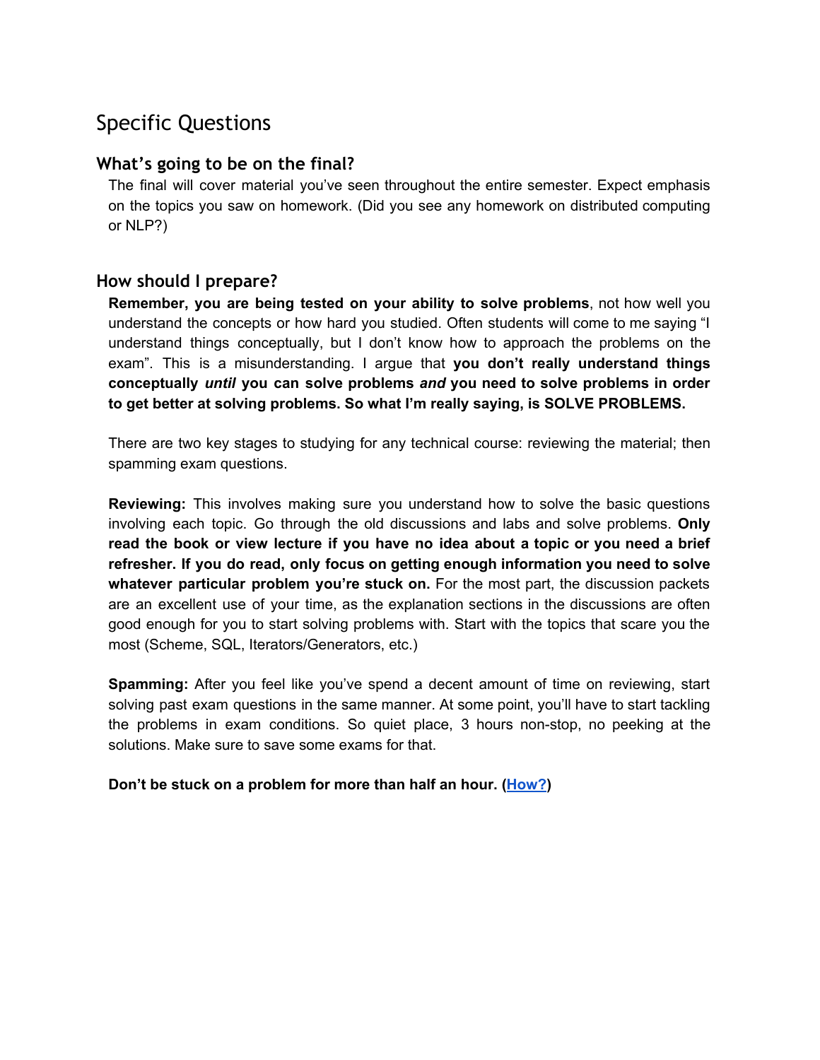# Specific Questions

## What's going to be on the final?

The final will cover material you've seen throughout the entire semester. Expect emphasis on the topics you saw on homework. (Did you see any homework on distributed computing or NLP?)

## How should I prepare?

**Remember, you are being tested on your ability to solve problems**, not how well you understand the concepts or how hard you studied. Often students will come to me saying "I understand things conceptually, but I don't know how to approach the problems on the exam". This is a misunderstanding. I argue that **you don't really understand things conceptually *until* you can solve problems *and* you need to solve problems in order to get better at solving problems. So what I'm really saying, is SOLVE PROBLEMS.**

There are two key stages to studying for any technical course: reviewing the material; then spamming exam questions.

**Reviewing:** This involves making sure you understand how to solve the basic questions involving each topic. Go through the old discussions and labs and solve problems. **Only read the book or view lecture if you have no idea about a topic or you need a brief refresher. If you do read, only focus on getting enough information you need to solve whatever particular problem you're stuck on.** For the most part, the discussion packets are an excellent use of your time, as the explanation sections in the discussions are often good enough for you to start solving problems with. Start with the topics that scare you the most (Scheme, SQL, Iterators/Generators, etc.)

**Spamming:** After you feel like you've spend a decent amount of time on reviewing, start solving past exam questions in the same manner. At some point, you'll have to start tackling the problems in exam conditions. So quiet place, 3 hours non-stop, no peeking at the solutions. Make sure to save some exams for that.

**Don't be stuck on a problem for more than half an hour. (How?)**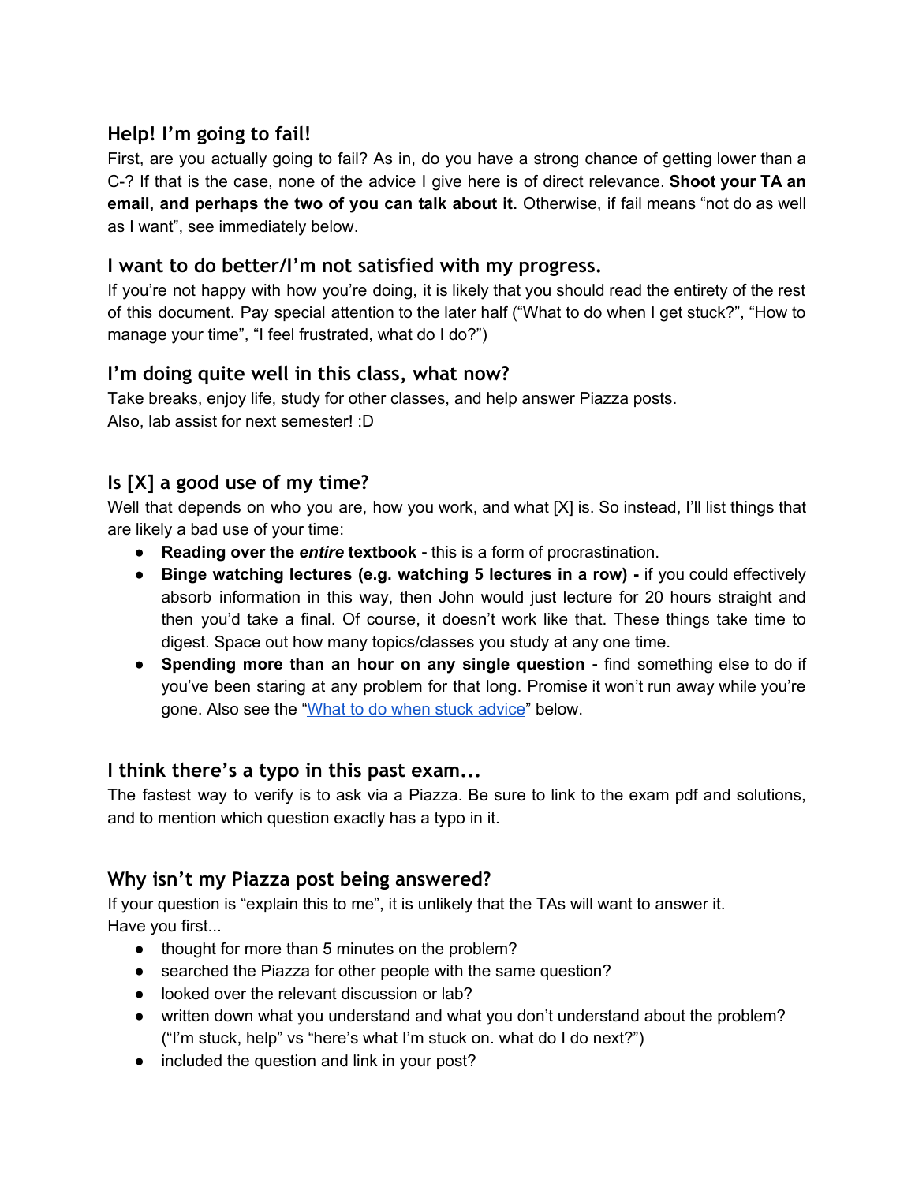## Help! I'm going to fail!

First, are you actually going to fail? As in, do you have a strong chance of getting lower than a C-? If that is the case, none of the advice I give here is of direct relevance. **Shoot your TA an email, and perhaps the two of you can talk about it.** Otherwise, if fail means "not do as well as I want", see immediately below.

## I want to do better/I'm not satisfied with my progress.

If you're not happy with how you're doing, it is likely that you should read the entirety of the rest of this document. Pay special attention to the later half ("What to do when I get stuck?", "How to manage your time", "I feel frustrated, what do I do?")

## I'm doing quite well in this class, what now?

Take breaks, enjoy life, study for other classes, and help answer Piazza posts.
Also, lab assist for next semester! :D

## Is [X] a good use of my time?

Well that depends on who you are, how you work, and what [X] is. So instead, I'll list things that are likely a bad use of your time:

- **Reading over the *entire* textbook -** this is a form of procrastination.
- **Binge watching lectures (e.g. watching 5 lectures in a row) -** if you could effectively absorb information in this way, then John would just lecture for 20 hours straight and then you'd take a final. Of course, it doesn't work like that. These things take time to digest. Space out how many topics/classes you study at any one time.
- **Spending more than an hour on any single question -** find something else to do if you've been staring at any problem for that long. Promise it won't run away while you're gone. Also see the "What to do when stuck advice" below.

## I think there's a typo in this past exam...

The fastest way to verify is to ask via a Piazza. Be sure to link to the exam pdf and solutions, and to mention which question exactly has a typo in it.

## Why isn't my Piazza post being answered?

If your question is "explain this to me", it is unlikely that the TAs will want to answer it.
Have you first...

- thought for more than 5 minutes on the problem?
- searched the Piazza for other people with the same question?
- looked over the relevant discussion or lab?
- written down what you understand and what you don't understand about the problem? ("I'm stuck, help" vs "here's what I'm stuck on. what do I do next?")
- included the question and link in your post?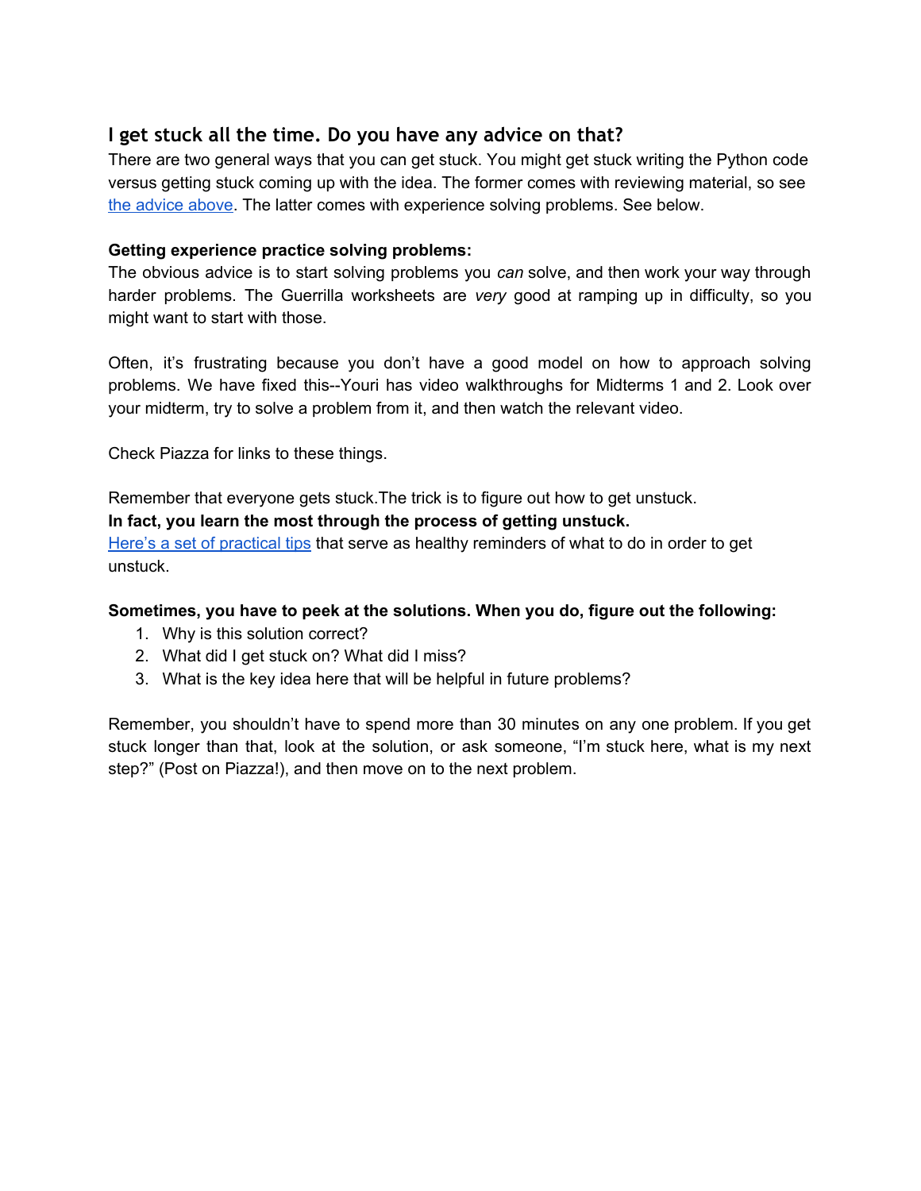## I get stuck all the time. Do you have any advice on that?

There are two general ways that you can get stuck. You might get stuck writing the Python code versus getting stuck coming up with the idea. The former comes with reviewing material, so see [the advice above](). The latter comes with experience solving problems. See below.

**Getting experience practice solving problems:**

The obvious advice is to start solving problems you *can* solve, and then work your way through harder problems. The Guerrilla worksheets are *very* good at ramping up in difficulty, so you might want to start with those.

Often, it's frustrating because you don't have a good model on how to approach solving problems. We have fixed this--Youri has video walkthroughs for Midterms 1 and 2. Look over your midterm, try to solve a problem from it, and then watch the relevant video.

Check Piazza for links to these things.

Remember that everyone gets stuck.The trick is to figure out how to get unstuck.
**In fact, you learn the most through the process of getting unstuck.**
[Here's a set of practical tips]() that serve as healthy reminders of what to do in order to get unstuck.

**Sometimes, you have to peek at the solutions. When you do, figure out the following:**

1. Why is this solution correct?
2. What did I get stuck on? What did I miss?
3. What is the key idea here that will be helpful in future problems?

Remember, you shouldn't have to spend more than 30 minutes on any one problem. If you get stuck longer than that, look at the solution, or ask someone, "I'm stuck here, what is my next step?" (Post on Piazza!), and then move on to the next problem.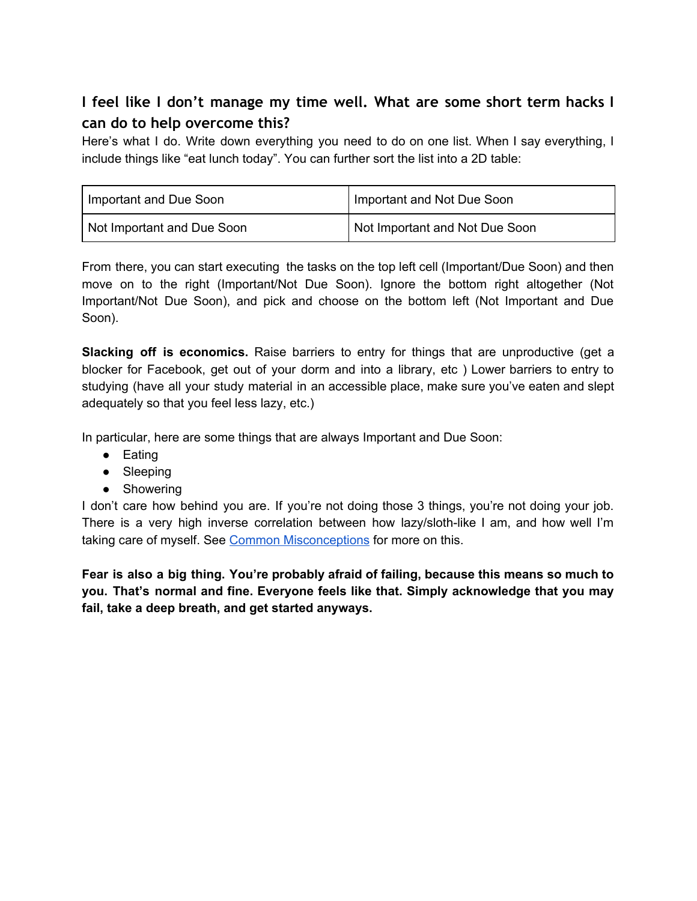### I feel like I don't manage my time well. What are some short term hacks I can do to help overcome this?

Here's what I do. Write down everything you need to do on one list. When I say everything, I include things like "eat lunch today". You can further sort the list into a 2D table:

| Important and Due Soon | Important and Not Due Soon |
|---|---|
| Not Important and Due Soon | Not Important and Not Due Soon |

From there, you can start executing the tasks on the top left cell (Important/Due Soon) and then move on to the right (Important/Not Due Soon). Ignore the bottom right altogether (Not Important/Not Due Soon), and pick and choose on the bottom left (Not Important and Due Soon).

**Slacking off is economics.** Raise barriers to entry for things that are unproductive (get a blocker for Facebook, get out of your dorm and into a library, etc ) Lower barriers to entry to studying (have all your study material in an accessible place, make sure you've eaten and slept adequately so that you feel less lazy, etc.)

In particular, here are some things that are always Important and Due Soon:

- Eating
- Sleeping
- Showering

I don't care how behind you are. If you're not doing those 3 things, you're not doing your job. There is a very high inverse correlation between how lazy/sloth-like I am, and how well I'm taking care of myself. See Common Misconceptions for more on this.

**Fear is also a big thing. You're probably afraid of failing, because this means so much to you. That's normal and fine. Everyone feels like that. Simply acknowledge that you may fail, take a deep breath, and get started anyways.**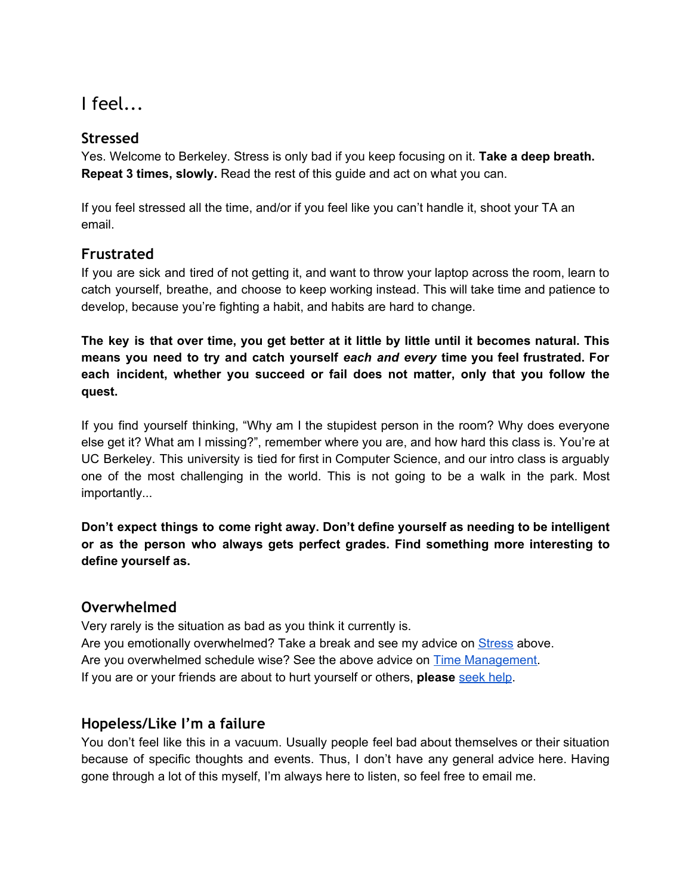# I feel...

## Stressed

Yes. Welcome to Berkeley. Stress is only bad if you keep focusing on it. **Take a deep breath. Repeat 3 times, slowly.** Read the rest of this guide and act on what you can.

If you feel stressed all the time, and/or if you feel like you can't handle it, shoot your TA an email.

## Frustrated

If you are sick and tired of not getting it, and want to throw your laptop across the room, learn to catch yourself, breathe, and choose to keep working instead. This will take time and patience to develop, because you're fighting a habit, and habits are hard to change.

**The key is that over time, you get better at it little by little until it becomes natural. This means you need to try and catch yourself *each and every* time you feel frustrated. For each incident, whether you succeed or fail does not matter, only that you follow the quest.**

If you find yourself thinking, "Why am I the stupidest person in the room? Why does everyone else get it? What am I missing?", remember where you are, and how hard this class is. You're at UC Berkeley. This university is tied for first in Computer Science, and our intro class is arguably one of the most challenging in the world. This is not going to be a walk in the park. Most importantly...

**Don't expect things to come right away. Don't define yourself as needing to be intelligent or as the person who always gets perfect grades. Find something more interesting to define yourself as.**

## Overwhelmed

Very rarely is the situation as bad as you think it currently is.
Are you emotionally overwhelmed? Take a break and see my advice on Stress above.
Are you overwhelmed schedule wise? See the above advice on Time Management.
If you are or your friends are about to hurt yourself or others, **please** seek help.

## Hopeless/Like I'm a failure

You don't feel like this in a vacuum. Usually people feel bad about themselves or their situation because of specific thoughts and events. Thus, I don't have any general advice here. Having gone through a lot of this myself, I'm always here to listen, so feel free to email me.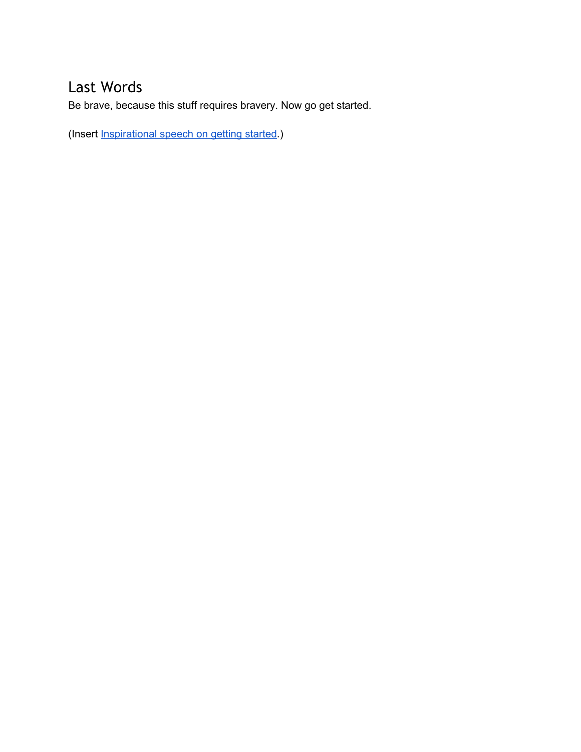# Last Words

Be brave, because this stuff requires bravery. Now go get started.

(Insert Inspirational speech on getting started.)